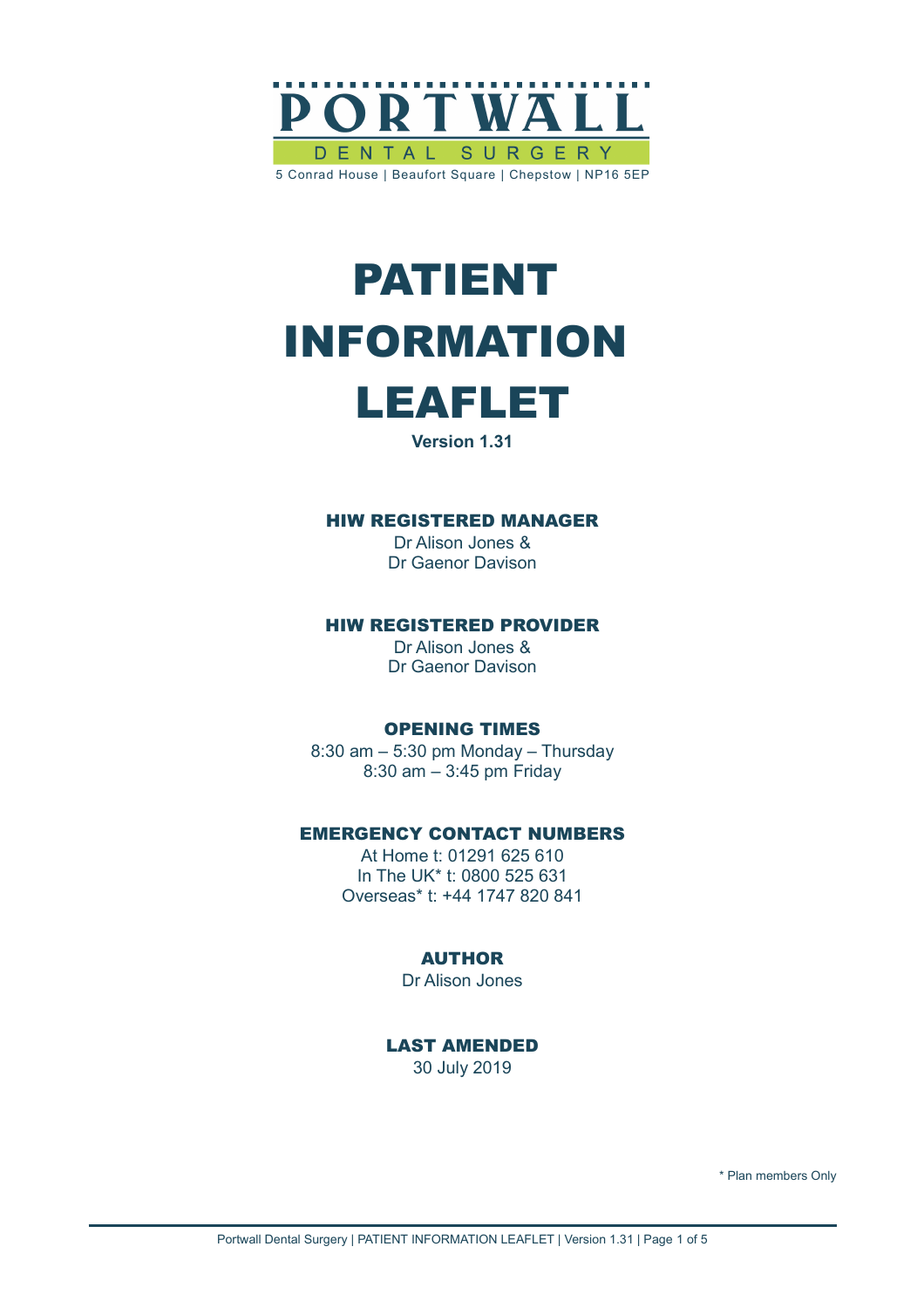PORTWALL

DENTAL SURGERY

5 Conrad House | Beaufort Square | Chepstow | NP16 5EP

# PATIENT INFORMATION LEAFLET

**Version 1.31**

### HIW REGISTERED MANAGER

Dr Alison Jones &
Dr Gaenor Davison

### HIW REGISTERED PROVIDER

Dr Alison Jones &
Dr Gaenor Davison

### OPENING TIMES

8:30 am – 5:30 pm Monday – Thursday
8:30 am – 3:45 pm Friday

### EMERGENCY CONTACT NUMBERS

At Home t: 01291 625 610
In The UK* t: 0800 525 631
Overseas* t: +44 1747 820 841

### AUTHOR

Dr Alison Jones

### LAST AMENDED

30 July 2019

* Plan members Only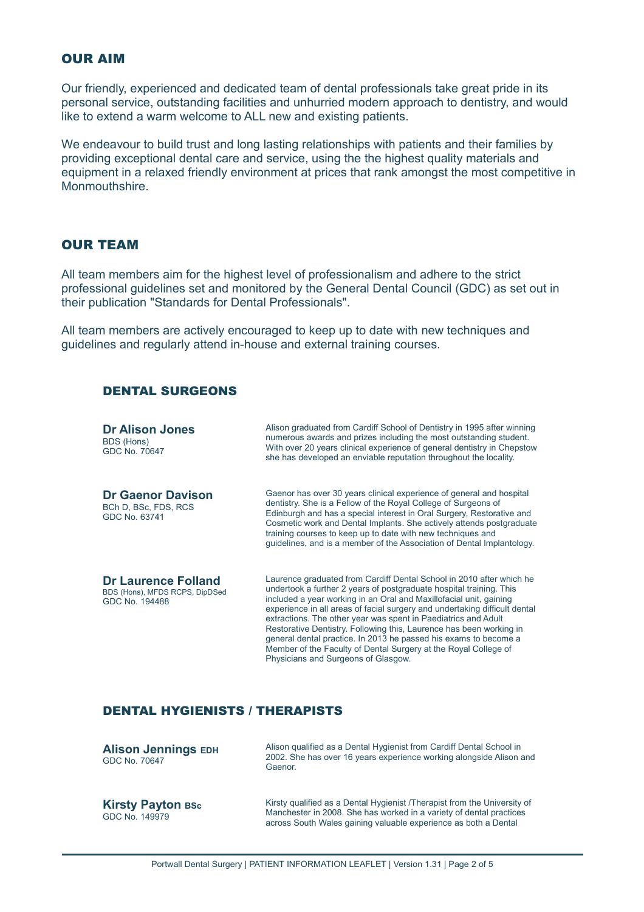## OUR AIM

Our friendly, experienced and dedicated team of dental professionals take great pride in its personal service, outstanding facilities and unhurried modern approach to dentistry, and would like to extend a warm welcome to ALL new and existing patients.

We endeavour to build trust and long lasting relationships with patients and their families by providing exceptional dental care and service, using the the highest quality materials and equipment in a relaxed friendly environment at prices that rank amongst the most competitive in Monmouthshire.

## OUR TEAM

All team members aim for the highest level of professionalism and adhere to the strict professional guidelines set and monitored by the General Dental Council (GDC) as set out in their publication "Standards for Dental Professionals".

All team members are actively encouraged to keep up to date with new techniques and guidelines and regularly attend in-house and external training courses.

### DENTAL SURGEONS

**Dr Alison Jones**
BDS (Hons)
GDC No. 70647

Alison graduated from Cardiff School of Dentistry in 1995 after winning numerous awards and prizes including the most outstanding student. With over 20 years clinical experience of general dentistry in Chepstow she has developed an enviable reputation throughout the locality.

**Dr Gaenor Davison**
BCh D, BSc, FDS, RCS
GDC No. 63741

Gaenor has over 30 years clinical experience of general and hospital dentistry. She is a Fellow of the Royal College of Surgeons of Edinburgh and has a special interest in Oral Surgery, Restorative and Cosmetic work and Dental Implants. She actively attends postgraduate training courses to keep up to date with new techniques and guidelines, and is a member of the Association of Dental Implantology.

**Dr Laurence Folland**
BDS (Hons), MFDS RCPS, DipDSed
GDC No. 194488

Laurence graduated from Cardiff Dental School in 2010 after which he undertook a further 2 years of postgraduate hospital training. This included a year working in an Oral and Maxillofacial unit, gaining experience in all areas of facial surgery and undertaking difficult dental extractions. The other year was spent in Paediatrics and Adult Restorative Dentistry. Following this, Laurence has been working in general dental practice. In 2013 he passed his exams to become a Member of the Faculty of Dental Surgery at the Royal College of Physicians and Surgeons of Glasgow.

### DENTAL HYGIENISTS / THERAPISTS

**Alison Jennings EDH**
GDC No. 70647

Alison qualified as a Dental Hygienist from Cardiff Dental School in 2002. She has over 16 years experience working alongside Alison and Gaenor.

**Kirsty Payton BSc**
GDC No. 149979

Kirsty qualified as a Dental Hygienist /Therapist from the University of Manchester in 2008. She has worked in a variety of dental practices across South Wales gaining valuable experience as both a Dental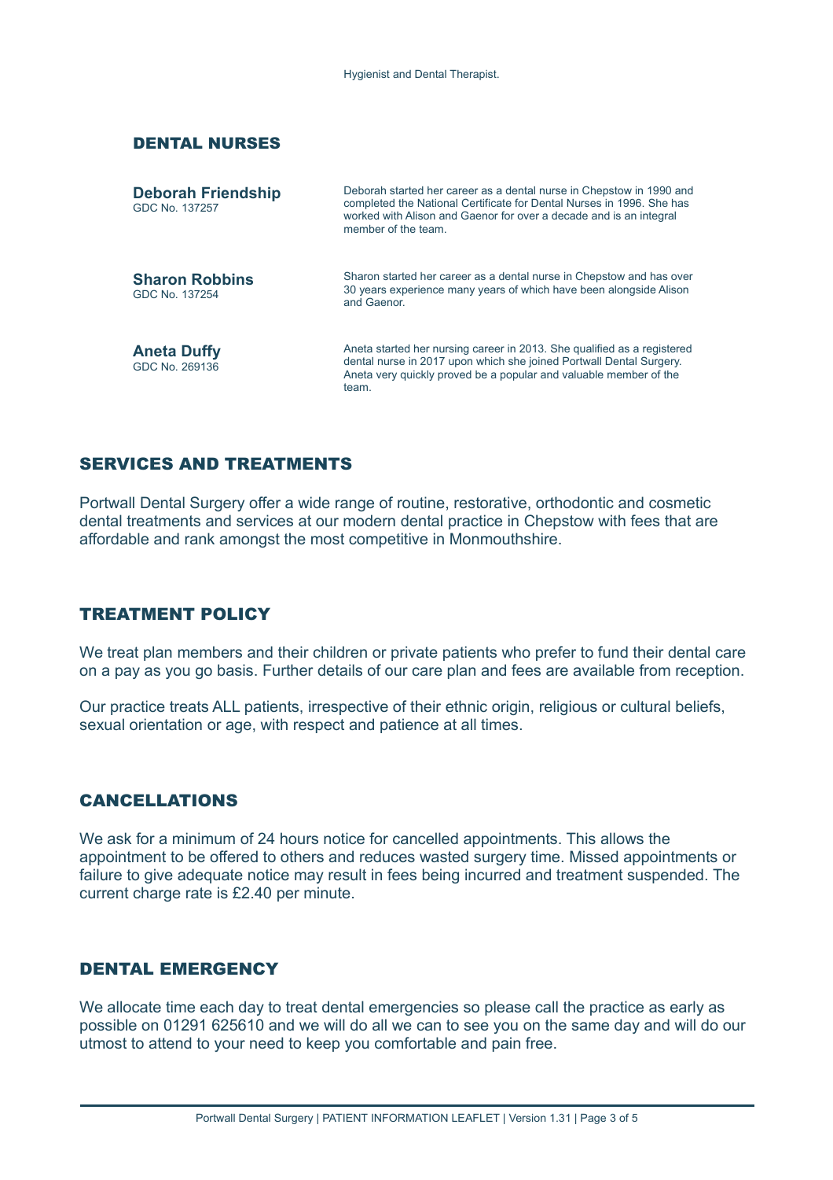Hygienist and Dental Therapist.

## DENTAL NURSES

**Deborah Friendship**
GDC No. 137257

Deborah started her career as a dental nurse in Chepstow in 1990 and completed the National Certificate for Dental Nurses in 1996. She has worked with Alison and Gaenor for over a decade and is an integral member of the team.

**Sharon Robbins**
GDC No. 137254

Sharon started her career as a dental nurse in Chepstow and has over 30 years experience many years of which have been alongside Alison and Gaenor.

**Aneta Duffy**
GDC No. 269136

Aneta started her nursing career in 2013. She qualified as a registered dental nurse in 2017 upon which she joined Portwall Dental Surgery. Aneta very quickly proved be a popular and valuable member of the team.

## SERVICES AND TREATMENTS

Portwall Dental Surgery offer a wide range of routine, restorative, orthodontic and cosmetic dental treatments and services at our modern dental practice in Chepstow with fees that are affordable and rank amongst the most competitive in Monmouthshire.

## TREATMENT POLICY

We treat plan members and their children or private patients who prefer to fund their dental care on a pay as you go basis. Further details of our care plan and fees are available from reception.

Our practice treats ALL patients, irrespective of their ethnic origin, religious or cultural beliefs, sexual orientation or age, with respect and patience at all times.

## CANCELLATIONS

We ask for a minimum of 24 hours notice for cancelled appointments. This allows the appointment to be offered to others and reduces wasted surgery time. Missed appointments or failure to give adequate notice may result in fees being incurred and treatment suspended. The current charge rate is £2.40 per minute.

## DENTAL EMERGENCY

We allocate time each day to treat dental emergencies so please call the practice as early as possible on 01291 625610 and we will do all we can to see you on the same day and will do our utmost to attend to your need to keep you comfortable and pain free.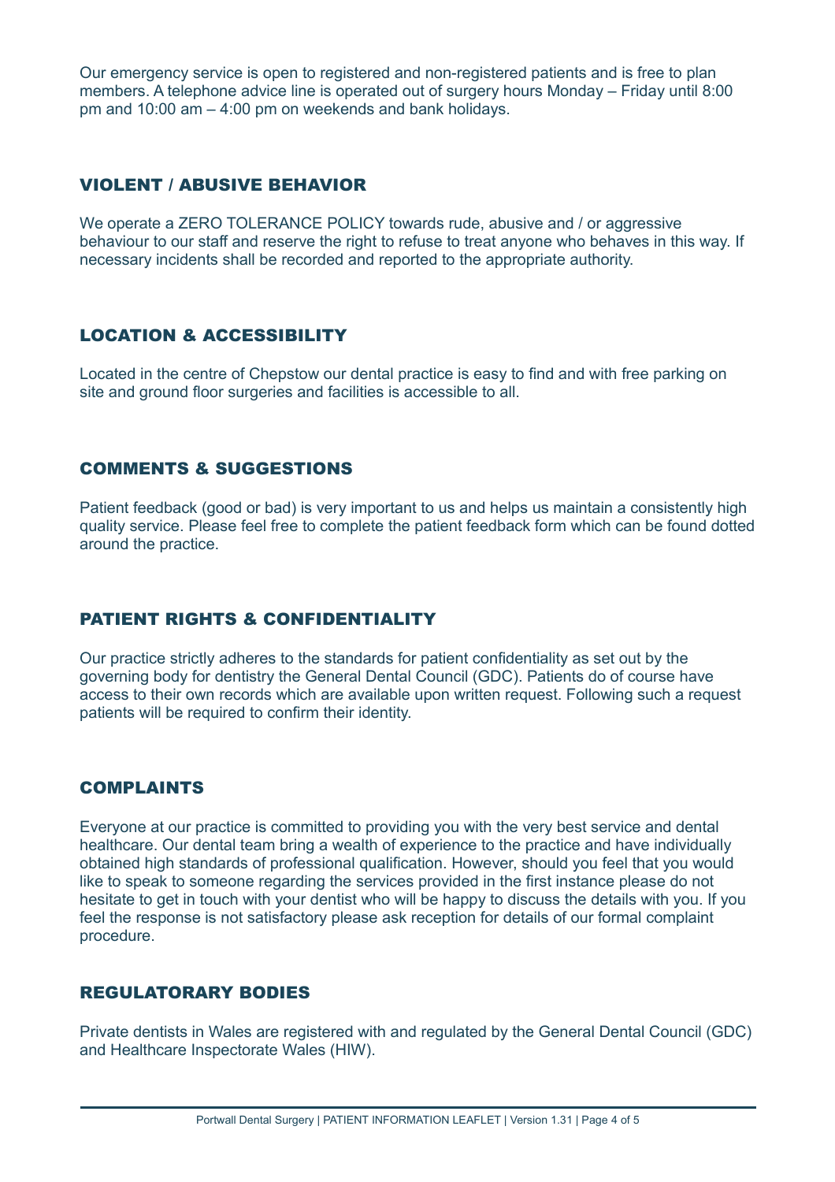Our emergency service is open to registered and non-registered patients and is free to plan members. A telephone advice line is operated out of surgery hours Monday – Friday until 8:00 pm and 10:00 am – 4:00 pm on weekends and bank holidays.

## VIOLENT / ABUSIVE BEHAVIOR

We operate a ZERO TOLERANCE POLICY towards rude, abusive and / or aggressive behaviour to our staff and reserve the right to refuse to treat anyone who behaves in this way. If necessary incidents shall be recorded and reported to the appropriate authority.

## LOCATION & ACCESSIBILITY

Located in the centre of Chepstow our dental practice is easy to find and with free parking on site and ground floor surgeries and facilities is accessible to all.

## COMMENTS & SUGGESTIONS

Patient feedback (good or bad) is very important to us and helps us maintain a consistently high quality service. Please feel free to complete the patient feedback form which can be found dotted around the practice.

## PATIENT RIGHTS & CONFIDENTIALITY

Our practice strictly adheres to the standards for patient confidentiality as set out by the governing body for dentistry the General Dental Council (GDC). Patients do of course have access to their own records which are available upon written request. Following such a request patients will be required to confirm their identity.

## COMPLAINTS

Everyone at our practice is committed to providing you with the very best service and dental healthcare. Our dental team bring a wealth of experience to the practice and have individually obtained high standards of professional qualification. However, should you feel that you would like to speak to someone regarding the services provided in the first instance please do not hesitate to get in touch with your dentist who will be happy to discuss the details with you. If you feel the response is not satisfactory please ask reception for details of our formal complaint procedure.

## REGULATORARY BODIES

Private dentists in Wales are registered with and regulated by the General Dental Council (GDC) and Healthcare Inspectorate Wales (HIW).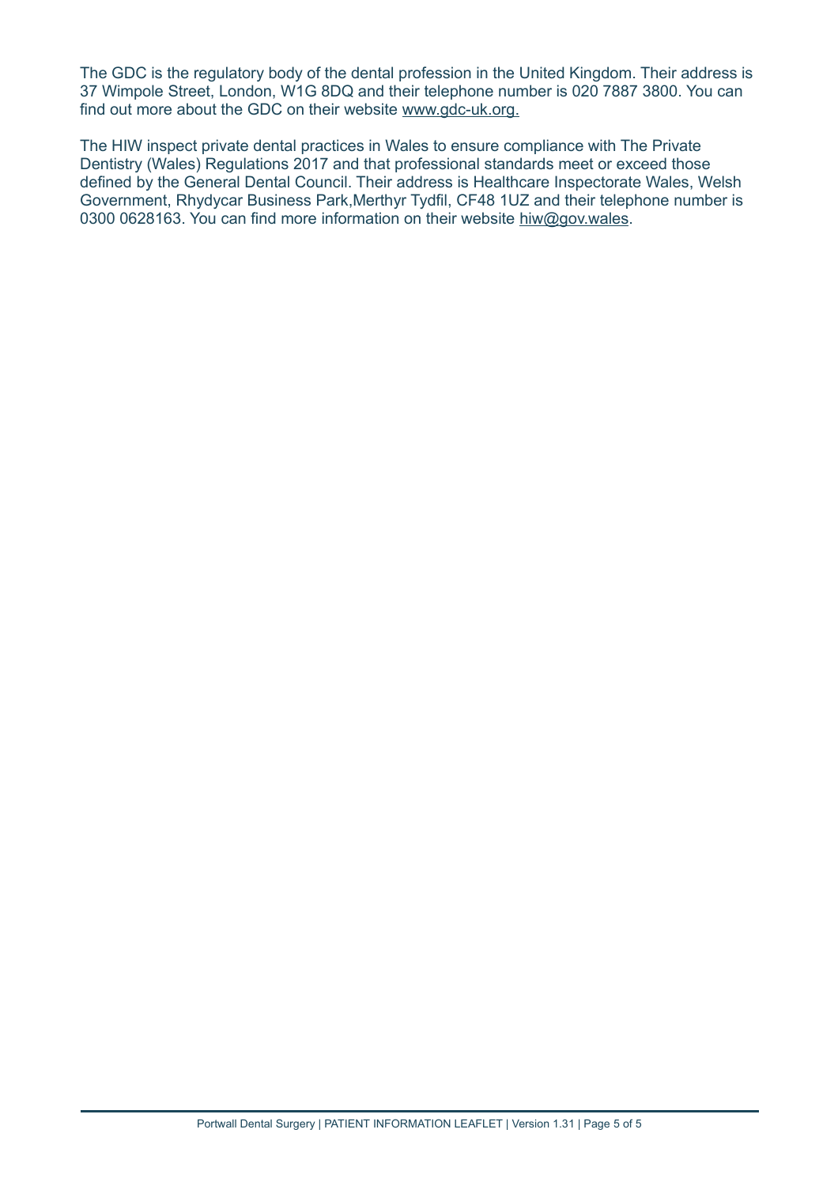The GDC is the regulatory body of the dental profession in the United Kingdom. Their address is 37 Wimpole Street, London, W1G 8DQ and their telephone number is 020 7887 3800. You can find out more about the GDC on their website www.gdc-uk.org.

The HIW inspect private dental practices in Wales to ensure compliance with The Private Dentistry (Wales) Regulations 2017 and that professional standards meet or exceed those defined by the General Dental Council. Their address is Healthcare Inspectorate Wales, Welsh Government, Rhydycar Business Park,Merthyr Tydfil, CF48 1UZ and their telephone number is 0300 0628163. You can find more information on their website hiw@gov.wales.